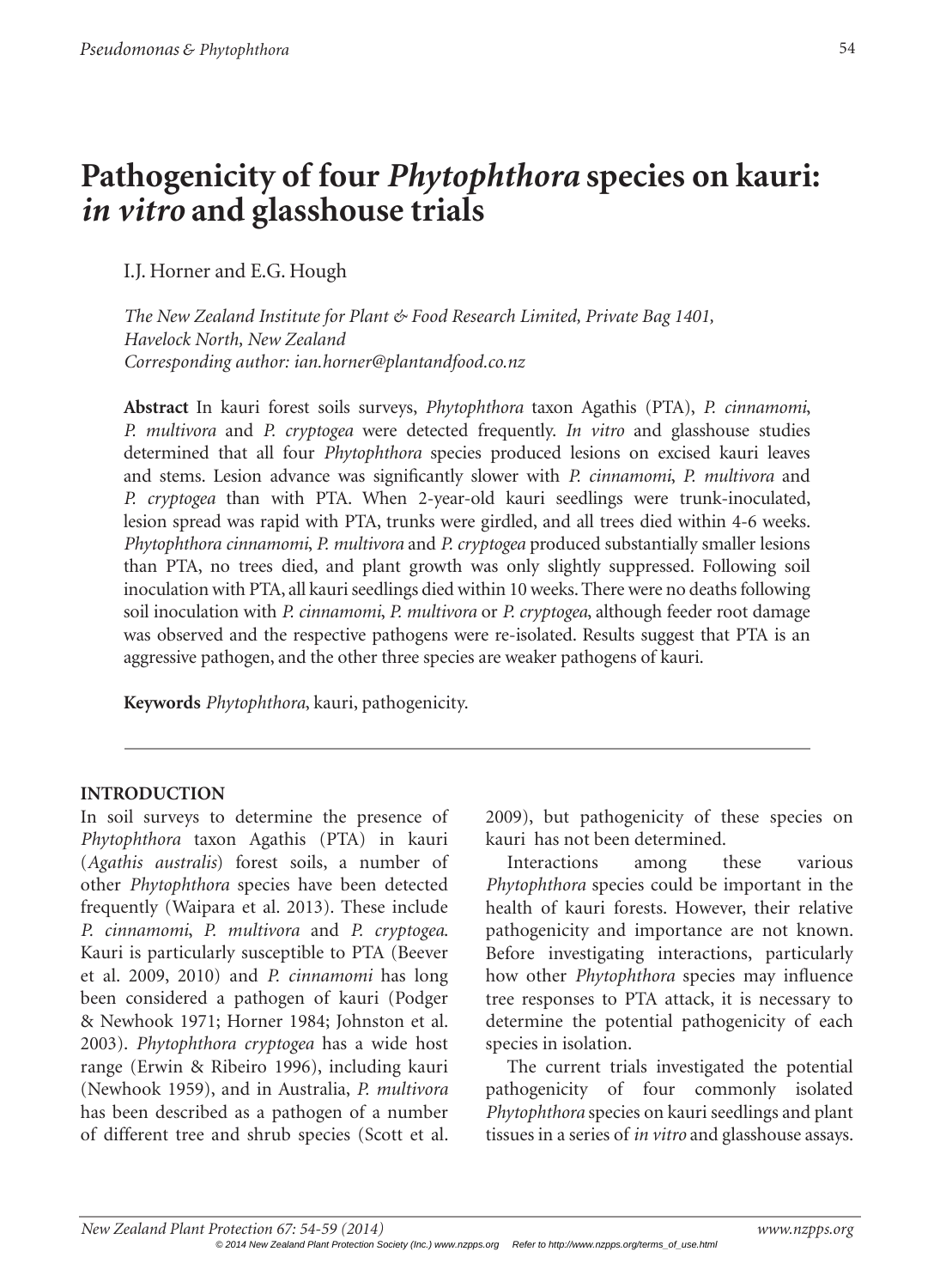# Pathogenicity of four *Phytophthora* species on kauri: *in vitro* and glasshouse trials

I.J. Horner and E.G. Hough

*The New Zealand Institute for Plant & Food Research Limited, Private Bag 1401, Havelock North, New Zealand*
*Corresponding author: ian.horner@plantandfood.co.nz*

**Abstract** In kauri forest soils surveys, *Phytophthora* taxon Agathis (PTA), *P. cinnamomi*, *P. multivora* and *P. cryptogea* were detected frequently. *In vitro* and glasshouse studies determined that all four *Phytophthora* species produced lesions on excised kauri leaves and stems. Lesion advance was significantly slower with *P. cinnamomi*, *P. multivora* and *P. cryptogea* than with PTA. When 2-year-old kauri seedlings were trunk-inoculated, lesion spread was rapid with PTA, trunks were girdled, and all trees died within 4-6 weeks. *Phytophthora cinnamomi*, *P. multivora* and *P. cryptogea* produced substantially smaller lesions than PTA, no trees died, and plant growth was only slightly suppressed. Following soil inoculation with PTA, all kauri seedlings died within 10 weeks. There were no deaths following soil inoculation with *P. cinnamomi*, *P. multivora* or *P. cryptogea*, although feeder root damage was observed and the respective pathogens were re-isolated. Results suggest that PTA is an aggressive pathogen, and the other three species are weaker pathogens of kauri.

**Keywords** *Phytophthora*, kauri, pathogenicity.

## INTRODUCTION

In soil surveys to determine the presence of *Phytophthora* taxon Agathis (PTA) in kauri (*Agathis australis*) forest soils, a number of other *Phytophthora* species have been detected frequently (Waipara et al. 2013). These include *P. cinnamomi*, *P. multivora* and *P. cryptogea*. Kauri is particularly susceptible to PTA (Beever et al. 2009, 2010) and *P. cinnamomi* has long been considered a pathogen of kauri (Podger & Newhook 1971; Horner 1984; Johnston et al. 2003). *Phytophthora cryptogea* has a wide host range (Erwin & Ribeiro 1996), including kauri (Newhook 1959), and in Australia, *P. multivora* has been described as a pathogen of a number of different tree and shrub species (Scott et al. 2009), but pathogenicity of these species on kauri has not been determined.

Interactions among these various *Phytophthora* species could be important in the health of kauri forests. However, their relative pathogenicity and importance are not known. Before investigating interactions, particularly how other *Phytophthora* species may influence tree responses to PTA attack, it is necessary to determine the potential pathogenicity of each species in isolation.

The current trials investigated the potential pathogenicity of four commonly isolated *Phytophthora* species on kauri seedlings and plant tissues in a series of *in vitro* and glasshouse assays.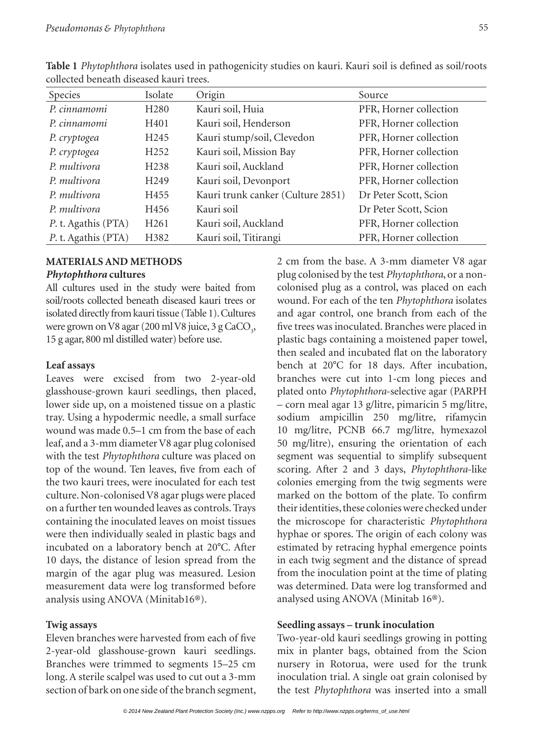**Table 1** *Phytophthora* isolates used in pathogenicity studies on kauri. Kauri soil is defined as soil/roots collected beneath diseased kauri trees.

| Species | Isolate | Origin | Source |
|---|---|---|---|
| *P. cinnamomi* | H280 | Kauri soil, Huia | PFR, Horner collection |
| *P. cinnamomi* | H401 | Kauri soil, Henderson | PFR, Horner collection |
| *P. cryptogea* | H245 | Kauri stump/soil, Clevedon | PFR, Horner collection |
| *P. cryptogea* | H252 | Kauri soil, Mission Bay | PFR, Horner collection |
| *P. multivora* | H238 | Kauri soil, Auckland | PFR, Horner collection |
| *P. multivora* | H249 | Kauri soil, Devonport | PFR, Horner collection |
| *P. multivora* | H455 | Kauri trunk canker (Culture 2851) | Dr Peter Scott, Scion |
| *P. multivora* | H456 | Kauri soil | Dr Peter Scott, Scion |
| *P.* t. Agathis (PTA) | H261 | Kauri soil, Auckland | PFR, Horner collection |
| *P.* t. Agathis (PTA) | H382 | Kauri soil, Titirangi | PFR, Horner collection |

## MATERIALS AND METHODS

### *Phytophthora* cultures

All cultures used in the study were baited from soil/roots collected beneath diseased kauri trees or isolated directly from kauri tissue (Table 1). Cultures were grown on V8 agar (200 ml V8 juice, 3 g $CaCO_3$, 15 g agar, 800 ml distilled water) before use.

### Leaf assays

Leaves were excised from two 2-year-old glasshouse-grown kauri seedlings, then placed, lower side up, on a moistened tissue on a plastic tray. Using a hypodermic needle, a small surface wound was made 0.5–1 cm from the base of each leaf, and a 3-mm diameter V8 agar plug colonised with the test *Phytophthora* culture was placed on top of the wound. Ten leaves, five from each of the two kauri trees, were inoculated for each test culture. Non-colonised V8 agar plugs were placed on a further ten wounded leaves as controls. Trays containing the inoculated leaves on moist tissues were then individually sealed in plastic bags and incubated on a laboratory bench at 20°C. After 10 days, the distance of lesion spread from the margin of the agar plug was measured. Lesion measurement data were log transformed before analysis using ANOVA (Minitab16®).

### Twig assays

Eleven branches were harvested from each of five 2-year-old glasshouse-grown kauri seedlings. Branches were trimmed to segments 15–25 cm long. A sterile scalpel was used to cut out a 3-mm section of bark on one side of the branch segment, 2 cm from the base. A 3-mm diameter V8 agar plug colonised by the test *Phytophthora*, or a non-colonised plug as a control, was placed on each wound. For each of the ten *Phytophthora* isolates and agar control, one branch from each of the five trees was inoculated. Branches were placed in plastic bags containing a moistened paper towel, then sealed and incubated flat on the laboratory bench at 20°C for 18 days. After incubation, branches were cut into 1-cm long pieces and plated onto *Phytophthora*-selective agar (PARPH – corn meal agar 13 g/litre, pimaricin 5 mg/litre, sodium ampicillin 250 mg/litre, rifamycin 10 mg/litre, PCNB 66.7 mg/litre, hymexazol 50 mg/litre), ensuring the orientation of each segment was sequential to simplify subsequent scoring. After 2 and 3 days, *Phytophthora*-like colonies emerging from the twig segments were marked on the bottom of the plate. To confirm their identities, these colonies were checked under the microscope for characteristic *Phytophthora* hyphae or spores. The origin of each colony was estimated by retracing hyphal emergence points in each twig segment and the distance of spread from the inoculation point at the time of plating was determined. Data were log transformed and analysed using ANOVA (Minitab 16®).

### Seedling assays – trunk inoculation

Two-year-old kauri seedlings growing in potting mix in planter bags, obtained from the Scion nursery in Rotorua, were used for the trunk inoculation trial. A single oat grain colonised by the test *Phytophthora* was inserted into a small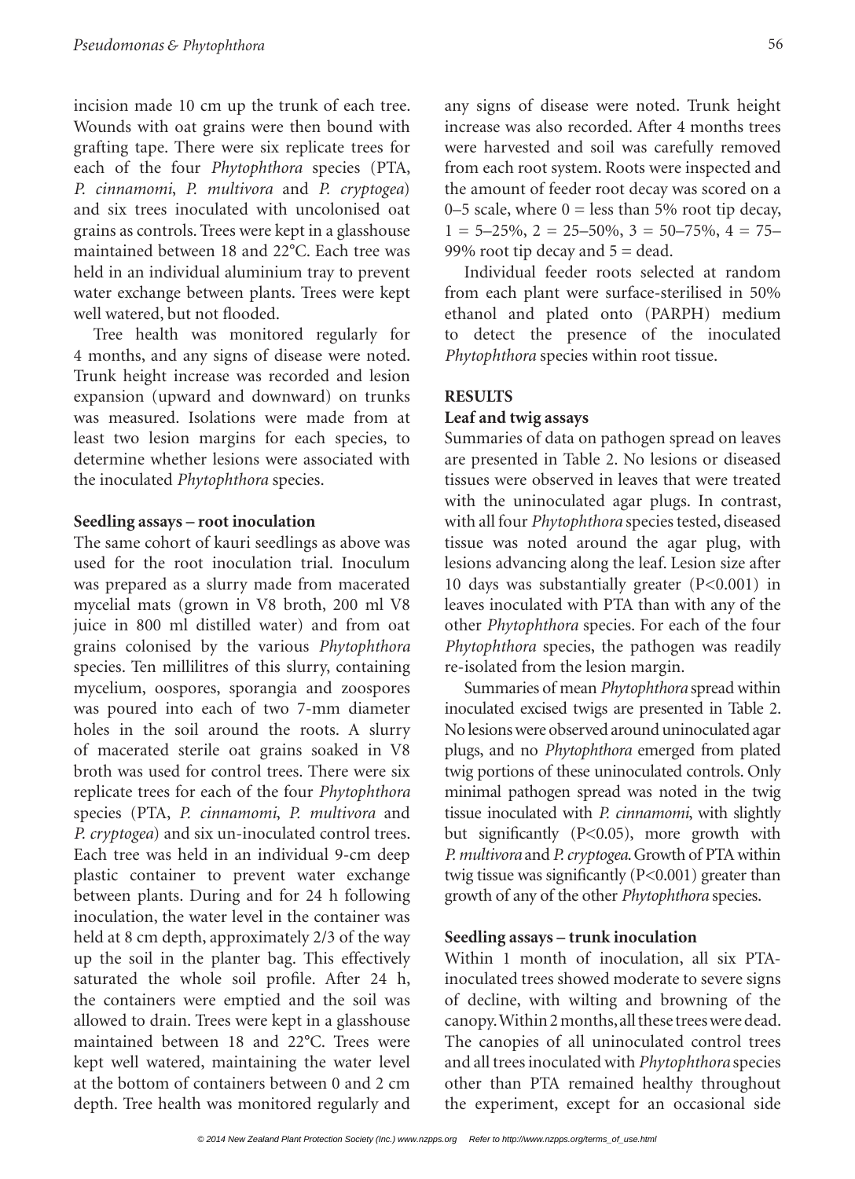incision made 10 cm up the trunk of each tree. Wounds with oat grains were then bound with grafting tape. There were six replicate trees for each of the four *Phytophthora* species (PTA, *P. cinnamomi*, *P. multivora* and *P. cryptogea*) and six trees inoculated with uncolonised oat grains as controls. Trees were kept in a glasshouse maintained between 18 and 22°C. Each tree was held in an individual aluminium tray to prevent water exchange between plants. Trees were kept well watered, but not flooded.

Tree health was monitored regularly for 4 months, and any signs of disease were noted. Trunk height increase was recorded and lesion expansion (upward and downward) on trunks was measured. Isolations were made from at least two lesion margins for each species, to determine whether lesions were associated with the inoculated *Phytophthora* species.

**Seedling assays – root inoculation**

The same cohort of kauri seedlings as above was used for the root inoculation trial. Inoculum was prepared as a slurry made from macerated mycelial mats (grown in V8 broth, 200 ml V8 juice in 800 ml distilled water) and from oat grains colonised by the various *Phytophthora* species. Ten millilitres of this slurry, containing mycelium, oospores, sporangia and zoospores was poured into each of two 7-mm diameter holes in the soil around the roots. A slurry of macerated sterile oat grains soaked in V8 broth was used for control trees. There were six replicate trees for each of the four *Phytophthora* species (PTA, *P. cinnamomi*, *P. multivora* and *P. cryptogea*) and six un-inoculated control trees. Each tree was held in an individual 9-cm deep plastic container to prevent water exchange between plants. During and for 24 h following inoculation, the water level in the container was held at 8 cm depth, approximately 2/3 of the way up the soil in the planter bag. This effectively saturated the whole soil profile. After 24 h, the containers were emptied and the soil was allowed to drain. Trees were kept in a glasshouse maintained between 18 and 22°C. Trees were kept well watered, maintaining the water level at the bottom of containers between 0 and 2 cm depth. Tree health was monitored regularly and any signs of disease were noted. Trunk height increase was also recorded. After 4 months trees were harvested and soil was carefully removed from each root system. Roots were inspected and the amount of feeder root decay was scored on a 0–5 scale, where 0 = less than 5% root tip decay, 1 = 5–25%, 2 = 25–50%, 3 = 50–75%, 4 = 75–99% root tip decay and 5 = dead.

Individual feeder roots selected at random from each plant were surface-sterilised in 50% ethanol and plated onto (PARPH) medium to detect the presence of the inoculated *Phytophthora* species within root tissue.

**RESULTS**

**Leaf and twig assays**

Summaries of data on pathogen spread on leaves are presented in Table 2. No lesions or diseased tissues were observed in leaves that were treated with the uninoculated agar plugs. In contrast, with all four *Phytophthora* species tested, diseased tissue was noted around the agar plug, with lesions advancing along the leaf. Lesion size after 10 days was substantially greater ($P<0.001$) in leaves inoculated with PTA than with any of the other *Phytophthora* species. For each of the four *Phytophthora* species, the pathogen was readily re-isolated from the lesion margin.

Summaries of mean *Phytophthora* spread within inoculated excised twigs are presented in Table 2. No lesions were observed around uninoculated agar plugs, and no *Phytophthora* emerged from plated twig portions of these uninoculated controls. Only minimal pathogen spread was noted in the twig tissue inoculated with *P. cinnamomi*, with slightly but significantly ($P<0.05$), more growth with *P. multivora* and *P. cryptogea*. Growth of PTA within twig tissue was significantly ($P<0.001$) greater than growth of any of the other *Phytophthora* species.

**Seedling assays – trunk inoculation**

Within 1 month of inoculation, all six PTA-inoculated trees showed moderate to severe signs of decline, with wilting and browning of the canopy. Within 2 months, all these trees were dead. The canopies of all uninoculated control trees and all trees inoculated with *Phytophthora* species other than PTA remained healthy throughout the experiment, except for an occasional side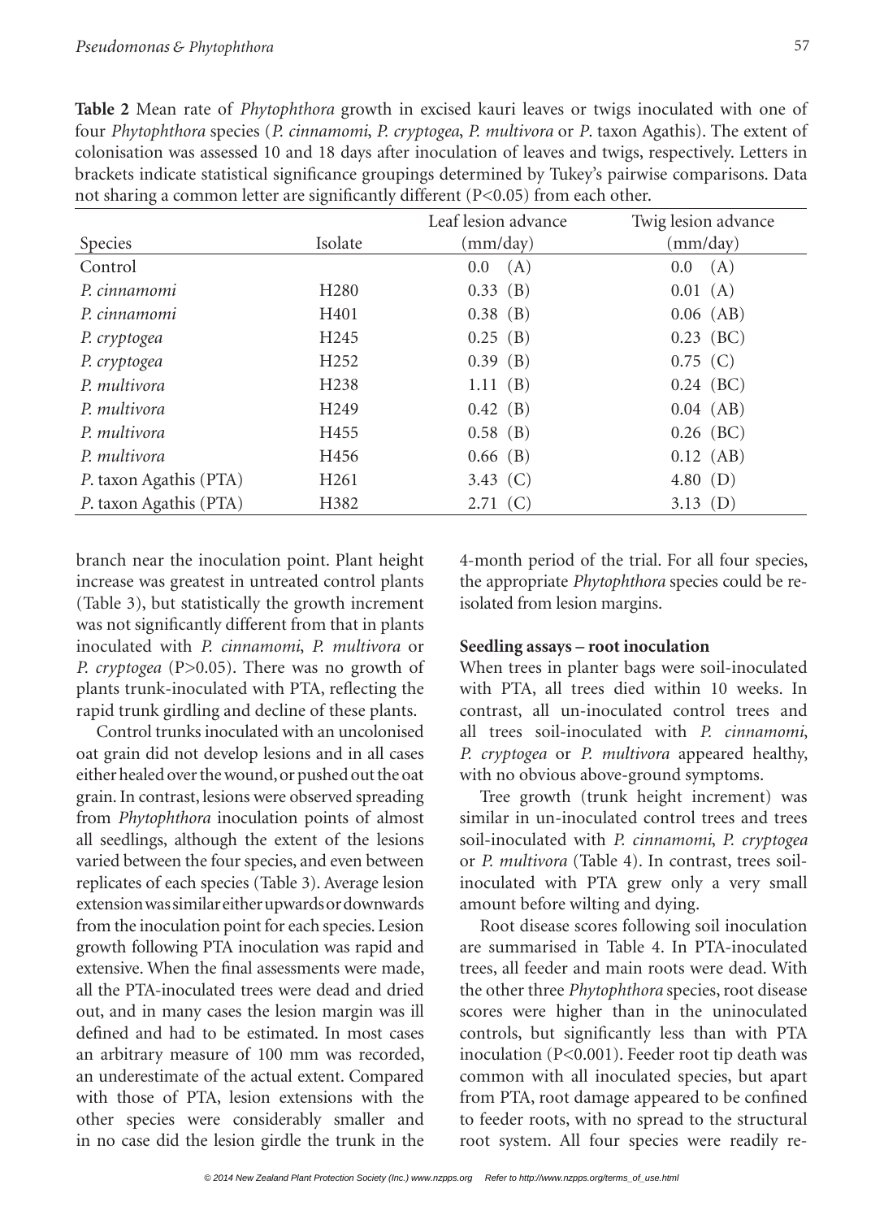**Table 2** Mean rate of *Phytophthora* growth in excised kauri leaves or twigs inoculated with one of four *Phytophthora* species (*P. cinnamomi*, *P. cryptogea*, *P. multivora* or *P*. taxon Agathis). The extent of colonisation was assessed 10 and 18 days after inoculation of leaves and twigs, respectively. Letters in brackets indicate statistical significance groupings determined by Tukey's pairwise comparisons. Data not sharing a common letter are significantly different (P<0.05) from each other.

| Species | Isolate | Leaf lesion advance (mm/day) | Twig lesion advance (mm/day) |
|---|---|---|---|
| Control | | 0.0 (A) | 0.0 (A) |
| *P. cinnamomi* | H280 | 0.33 (B) | 0.01 (A) |
| *P. cinnamomi* | H401 | 0.38 (B) | 0.06 (AB) |
| *P. cryptogea* | H245 | 0.25 (B) | 0.23 (BC) |
| *P. cryptogea* | H252 | 0.39 (B) | 0.75 (C) |
| *P. multivora* | H238 | 1.11 (B) | 0.24 (BC) |
| *P. multivora* | H249 | 0.42 (B) | 0.04 (AB) |
| *P. multivora* | H455 | 0.58 (B) | 0.26 (BC) |
| *P. multivora* | H456 | 0.66 (B) | 0.12 (AB) |
| *P*. taxon Agathis (PTA) | H261 | 3.43 (C) | 4.80 (D) |
| *P*. taxon Agathis (PTA) | H382 | 2.71 (C) | 3.13 (D) |

branch near the inoculation point. Plant height increase was greatest in untreated control plants (Table 3), but statistically the growth increment was not significantly different from that in plants inoculated with *P. cinnamomi*, *P. multivora* or *P. cryptogea* (P>0.05). There was no growth of plants trunk-inoculated with PTA, reflecting the rapid trunk girdling and decline of these plants.

Control trunks inoculated with an uncolonised oat grain did not develop lesions and in all cases either healed over the wound, or pushed out the oat grain. In contrast, lesions were observed spreading from *Phytophthora* inoculation points of almost all seedlings, although the extent of the lesions varied between the four species, and even between replicates of each species (Table 3). Average lesion extension was similar either upwards or downwards from the inoculation point for each species. Lesion growth following PTA inoculation was rapid and extensive. When the final assessments were made, all the PTA-inoculated trees were dead and dried out, and in many cases the lesion margin was ill defined and had to be estimated. In most cases an arbitrary measure of 100 mm was recorded, an underestimate of the actual extent. Compared with those of PTA, lesion extensions with the other species were considerably smaller and in no case did the lesion girdle the trunk in the 4-month period of the trial. For all four species, the appropriate *Phytophthora* species could be re-isolated from lesion margins.

**Seedling assays – root inoculation**

When trees in planter bags were soil-inoculated with PTA, all trees died within 10 weeks. In contrast, all un-inoculated control trees and all trees soil-inoculated with *P. cinnamomi*, *P. cryptogea* or *P. multivora* appeared healthy, with no obvious above-ground symptoms.

Tree growth (trunk height increment) was similar in un-inoculated control trees and trees soil-inoculated with *P. cinnamomi*, *P. cryptogea* or *P. multivora* (Table 4). In contrast, trees soil-inoculated with PTA grew only a very small amount before wilting and dying.

Root disease scores following soil inoculation are summarised in Table 4. In PTA-inoculated trees, all feeder and main roots were dead. With the other three *Phytophthora* species, root disease scores were higher than in the uninoculated controls, but significantly less than with PTA inoculation (P<0.001). Feeder root tip death was common with all inoculated species, but apart from PTA, root damage appeared to be confined to feeder roots, with no spread to the structural root system. All four species were readily re-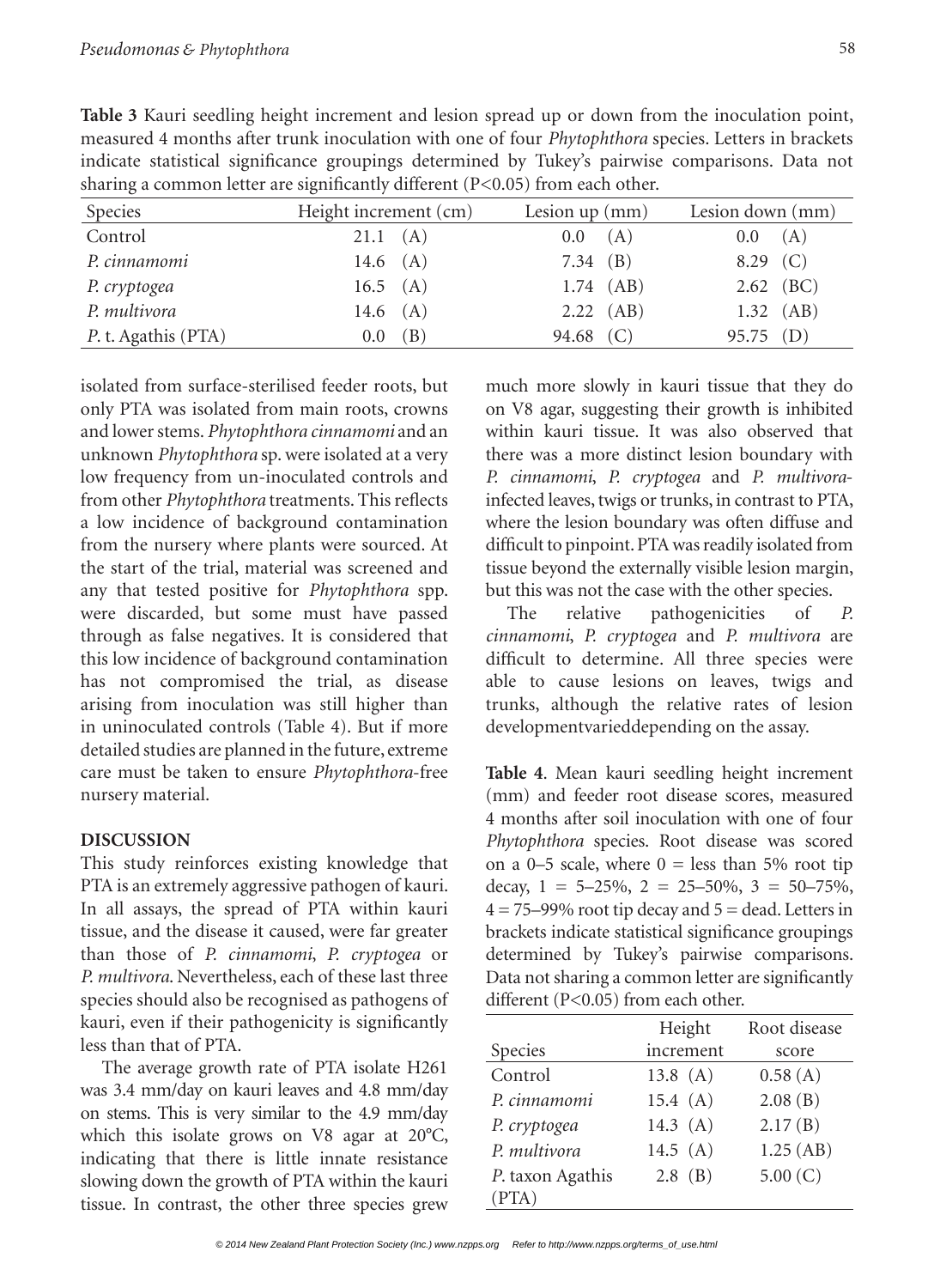**Table 3** Kauri seedling height increment and lesion spread up or down from the inoculation point, measured 4 months after trunk inoculation with one of four *Phytophthora* species. Letters in brackets indicate statistical significance groupings determined by Tukey's pairwise comparisons. Data not sharing a common letter are significantly different (P<0.05) from each other.

| Species | Height increment (cm) | Lesion up (mm) | Lesion down (mm) |
|---|---|---|---|
| Control | 21.1 (A) | 0.0 (A) | 0.0 (A) |
| *P. cinnamomi* | 14.6 (A) | 7.34 (B) | 8.29 (C) |
| *P. cryptogea* | 16.5 (A) | 1.74 (AB) | 2.62 (BC) |
| *P. multivora* | 14.6 (A) | 2.22 (AB) | 1.32 (AB) |
| *P.* t. Agathis (PTA) | 0.0 (B) | 94.68 (C) | 95.75 (D) |

isolated from surface-sterilised feeder roots, but only PTA was isolated from main roots, crowns and lower stems. *Phytophthora cinnamomi* and an unknown *Phytophthora* sp. were isolated at a very low frequency from un-inoculated controls and from other *Phytophthora* treatments. This reflects a low incidence of background contamination from the nursery where plants were sourced. At the start of the trial, material was screened and any that tested positive for *Phytophthora* spp. were discarded, but some must have passed through as false negatives. It is considered that this low incidence of background contamination has not compromised the trial, as disease arising from inoculation was still higher than in uninoculated controls (Table 4). But if more detailed studies are planned in the future, extreme care must be taken to ensure *Phytophthora*-free nursery material.

## DISCUSSION

This study reinforces existing knowledge that PTA is an extremely aggressive pathogen of kauri. In all assays, the spread of PTA within kauri tissue, and the disease it caused, were far greater than those of *P. cinnamomi*, *P. cryptogea* or *P. multivora*. Nevertheless, each of these last three species should also be recognised as pathogens of kauri, even if their pathogenicity is significantly less than that of PTA.

The average growth rate of PTA isolate H261 was 3.4 mm/day on kauri leaves and 4.8 mm/day on stems. This is very similar to the 4.9 mm/day which this isolate grows on V8 agar at 20°C, indicating that there is little innate resistance slowing down the growth of PTA within the kauri tissue. In contrast, the other three species grew much more slowly in kauri tissue that they do on V8 agar, suggesting their growth is inhibited within kauri tissue. It was also observed that there was a more distinct lesion boundary with *P. cinnamomi*, *P. cryptogea* and *P. multivora*-infected leaves, twigs or trunks, in contrast to PTA, where the lesion boundary was often diffuse and difficult to pinpoint. PTA was readily isolated from tissue beyond the externally visible lesion margin, but this was not the case with the other species.

The relative pathogenicities of *P. cinnamomi*, *P. cryptogea* and *P. multivora* are difficult to determine. All three species were able to cause lesions on leaves, twigs and trunks, although the relative rates of lesion developmentvarieddepending on the assay.

**Table 4**. Mean kauri seedling height increment (mm) and feeder root disease scores, measured 4 months after soil inoculation with one of four *Phytophthora* species. Root disease was scored on a 0–5 scale, where 0 = less than 5% root tip decay, 1 = 5–25%, 2 = 25–50%, 3 = 50–75%, 4 = 75–99% root tip decay and 5 = dead. Letters in brackets indicate statistical significance groupings determined by Tukey's pairwise comparisons. Data not sharing a common letter are significantly different (P<0.05) from each other.

| Species | Height increment | Root disease score |
|---|---|---|
| Control | 13.8 (A) | 0.58 (A) |
| *P. cinnamomi* | 15.4 (A) | 2.08 (B) |
| *P. cryptogea* | 14.3 (A) | 2.17 (B) |
| *P. multivora* | 14.5 (A) | 1.25 (AB) |
| *P.* taxon Agathis (PTA) | 2.8 (B) | 5.00 (C) |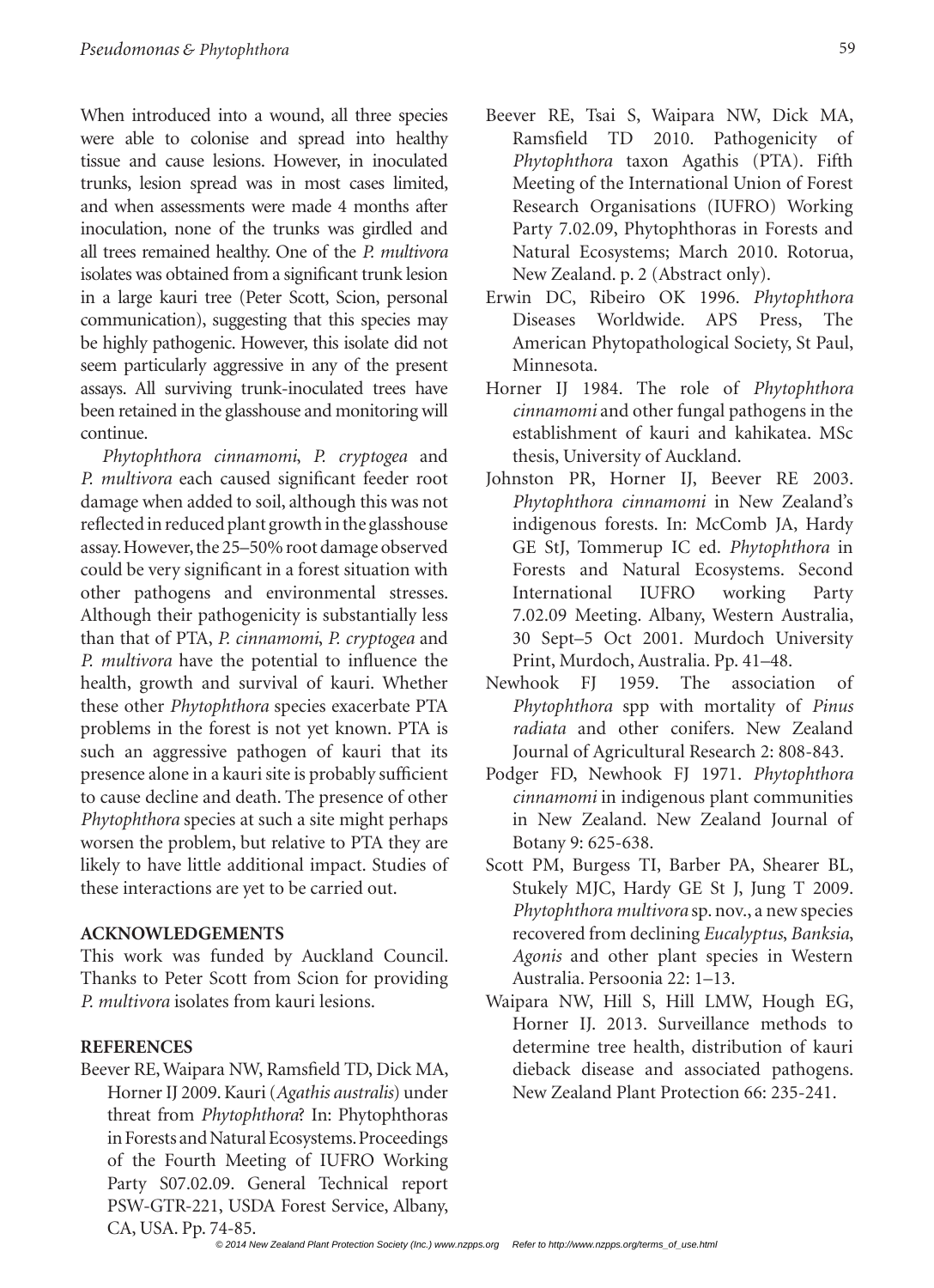When introduced into a wound, all three species were able to colonise and spread into healthy tissue and cause lesions. However, in inoculated trunks, lesion spread was in most cases limited, and when assessments were made 4 months after inoculation, none of the trunks was girdled and all trees remained healthy. One of the *P. multivora* isolates was obtained from a significant trunk lesion in a large kauri tree (Peter Scott, Scion, personal communication), suggesting that this species may be highly pathogenic. However, this isolate did not seem particularly aggressive in any of the present assays. All surviving trunk-inoculated trees have been retained in the glasshouse and monitoring will continue.

*Phytophthora cinnamomi*, *P. cryptogea* and *P. multivora* each caused significant feeder root damage when added to soil, although this was not reflected in reduced plant growth in the glasshouse assay. However, the 25–50% root damage observed could be very significant in a forest situation with other pathogens and environmental stresses. Although their pathogenicity is substantially less than that of PTA, *P. cinnamomi*, *P. cryptogea* and *P. multivora* have the potential to influence the health, growth and survival of kauri. Whether these other *Phytophthora* species exacerbate PTA problems in the forest is not yet known. PTA is such an aggressive pathogen of kauri that its presence alone in a kauri site is probably sufficient to cause decline and death. The presence of other *Phytophthora* species at such a site might perhaps worsen the problem, but relative to PTA they are likely to have little additional impact. Studies of these interactions are yet to be carried out.

## ACKNOWLEDGEMENTS

This work was funded by Auckland Council. Thanks to Peter Scott from Scion for providing *P. multivora* isolates from kauri lesions.

## REFERENCES

Beever RE, Waipara NW, Ramsfield TD, Dick MA, Horner IJ 2009. Kauri (*Agathis australis*) under threat from *Phytophthora*? In: Phytophthoras in Forests and Natural Ecosystems. Proceedings of the Fourth Meeting of IUFRO Working Party S07.02.09. General Technical report PSW-GTR-221, USDA Forest Service, Albany, CA, USA. Pp. 74-85.

Beever RE, Tsai S, Waipara NW, Dick MA, Ramsfield TD 2010. Pathogenicity of *Phytophthora* taxon Agathis (PTA). Fifth Meeting of the International Union of Forest Research Organisations (IUFRO) Working Party 7.02.09, Phytophthoras in Forests and Natural Ecosystems; March 2010. Rotorua, New Zealand. p. 2 (Abstract only).

Erwin DC, Ribeiro OK 1996. *Phytophthora* Diseases Worldwide. APS Press, The American Phytopathological Society, St Paul, Minnesota.

Horner IJ 1984. The role of *Phytophthora cinnamomi* and other fungal pathogens in the establishment of kauri and kahikatea. MSc thesis, University of Auckland.

Johnston PR, Horner IJ, Beever RE 2003. *Phytophthora cinnamomi* in New Zealand's indigenous forests. In: McComb JA, Hardy GE StJ, Tommerup IC ed. *Phytophthora* in Forests and Natural Ecosystems. Second International IUFRO working Party 7.02.09 Meeting. Albany, Western Australia, 30 Sept–5 Oct 2001. Murdoch University Print, Murdoch, Australia. Pp. 41–48.

Newhook FJ 1959. The association of *Phytophthora* spp with mortality of *Pinus radiata* and other conifers. New Zealand Journal of Agricultural Research 2: 808-843.

Podger FD, Newhook FJ 1971. *Phytophthora cinnamomi* in indigenous plant communities in New Zealand. New Zealand Journal of Botany 9: 625-638.

Scott PM, Burgess TI, Barber PA, Shearer BL, Stukely MJC, Hardy GE St J, Jung T 2009. *Phytophthora multivora* sp. nov., a new species recovered from declining *Eucalyptus*, *Banksia*, *Agonis* and other plant species in Western Australia. Persoonia 22: 1–13.

Waipara NW, Hill S, Hill LMW, Hough EG, Horner IJ. 2013. Surveillance methods to determine tree health, distribution of kauri dieback disease and associated pathogens. New Zealand Plant Protection 66: 235-241.